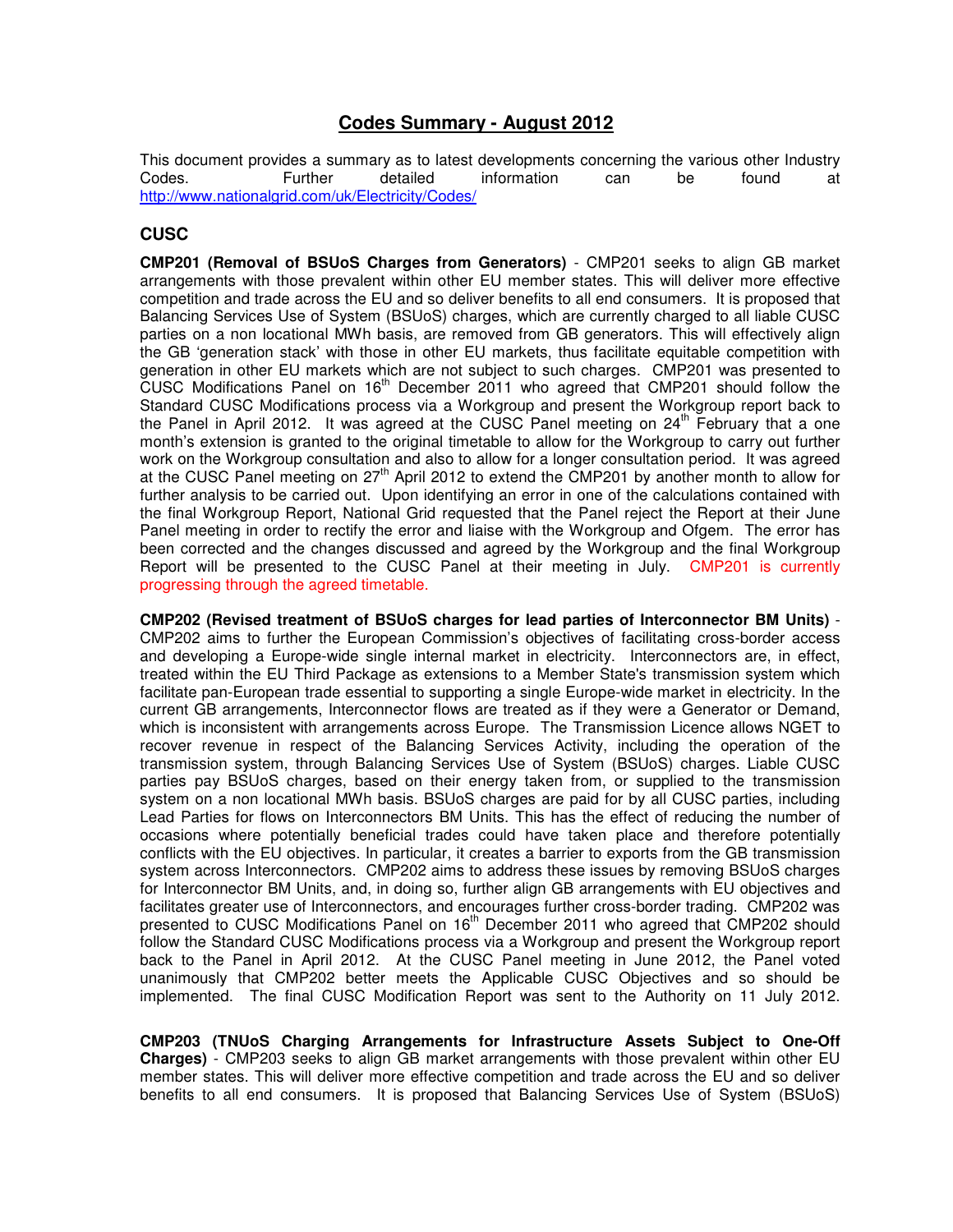# Codes Summary - August 2012

This document provides a summary as to latest developments concerning the various other Industry Codes. Further detailed information can be found at http://www.nationalgrid.com/uk/Electricity/Codes/

## CUSC

**CMP201 (Removal of BSUoS Charges from Generators)** - CMP201 seeks to align GB market arrangements with those prevalent within other EU member states. This will deliver more effective competition and trade across the EU and so deliver benefits to all end consumers. It is proposed that Balancing Services Use of System (BSUoS) charges, which are currently charged to all liable CUSC parties on a non locational MWh basis, are removed from GB generators. This will effectively align the GB 'generation stack' with those in other EU markets, thus facilitate equitable competition with generation in other EU markets which are not subject to such charges. CMP201 was presented to CUSC Modifications Panel on 16th December 2011 who agreed that CMP201 should follow the Standard CUSC Modifications process via a Workgroup and present the Workgroup report back to the Panel in April 2012. It was agreed at the CUSC Panel meeting on 24th February that a one month's extension is granted to the original timetable to allow for the Workgroup to carry out further work on the Workgroup consultation and also to allow for a longer consultation period. It was agreed at the CUSC Panel meeting on 27th April 2012 to extend the CMP201 by another month to allow for further analysis to be carried out. Upon identifying an error in one of the calculations contained with the final Workgroup Report, National Grid requested that the Panel reject the Report at their June Panel meeting in order to rectify the error and liaise with the Workgroup and Ofgem. The error has been corrected and the changes discussed and agreed by the Workgroup and the final Workgroup Report will be presented to the CUSC Panel at their meeting in July. CMP201 is currently progressing through the agreed timetable.

**CMP202 (Revised treatment of BSUoS charges for lead parties of Interconnector BM Units)** - CMP202 aims to further the European Commission's objectives of facilitating cross-border access and developing a Europe-wide single internal market in electricity. Interconnectors are, in effect, treated within the EU Third Package as extensions to a Member State's transmission system which facilitate pan-European trade essential to supporting a single Europe-wide market in electricity. In the current GB arrangements, Interconnector flows are treated as if they were a Generator or Demand, which is inconsistent with arrangements across Europe. The Transmission Licence allows NGET to recover revenue in respect of the Balancing Services Activity, including the operation of the transmission system, through Balancing Services Use of System (BSUoS) charges. Liable CUSC parties pay BSUoS charges, based on their energy taken from, or supplied to the transmission system on a non locational MWh basis. BSUoS charges are paid for by all CUSC parties, including Lead Parties for flows on Interconnectors BM Units. This has the effect of reducing the number of occasions where potentially beneficial trades could have taken place and therefore potentially conflicts with the EU objectives. In particular, it creates a barrier to exports from the GB transmission system across Interconnectors. CMP202 aims to address these issues by removing BSUoS charges for Interconnector BM Units, and, in doing so, further align GB arrangements with EU objectives and facilitates greater use of Interconnectors, and encourages further cross-border trading. CMP202 was presented to CUSC Modifications Panel on 16th December 2011 who agreed that CMP202 should follow the Standard CUSC Modifications process via a Workgroup and present the Workgroup report back to the Panel in April 2012. At the CUSC Panel meeting in June 2012, the Panel voted unanimously that CMP202 better meets the Applicable CUSC Objectives and so should be implemented. The final CUSC Modification Report was sent to the Authority on 11 July 2012.

**CMP203 (TNUoS Charging Arrangements for Infrastructure Assets Subject to One-Off Charges)** - CMP203 seeks to align GB market arrangements with those prevalent within other EU member states. This will deliver more effective competition and trade across the EU and so deliver benefits to all end consumers. It is proposed that Balancing Services Use of System (BSUoS)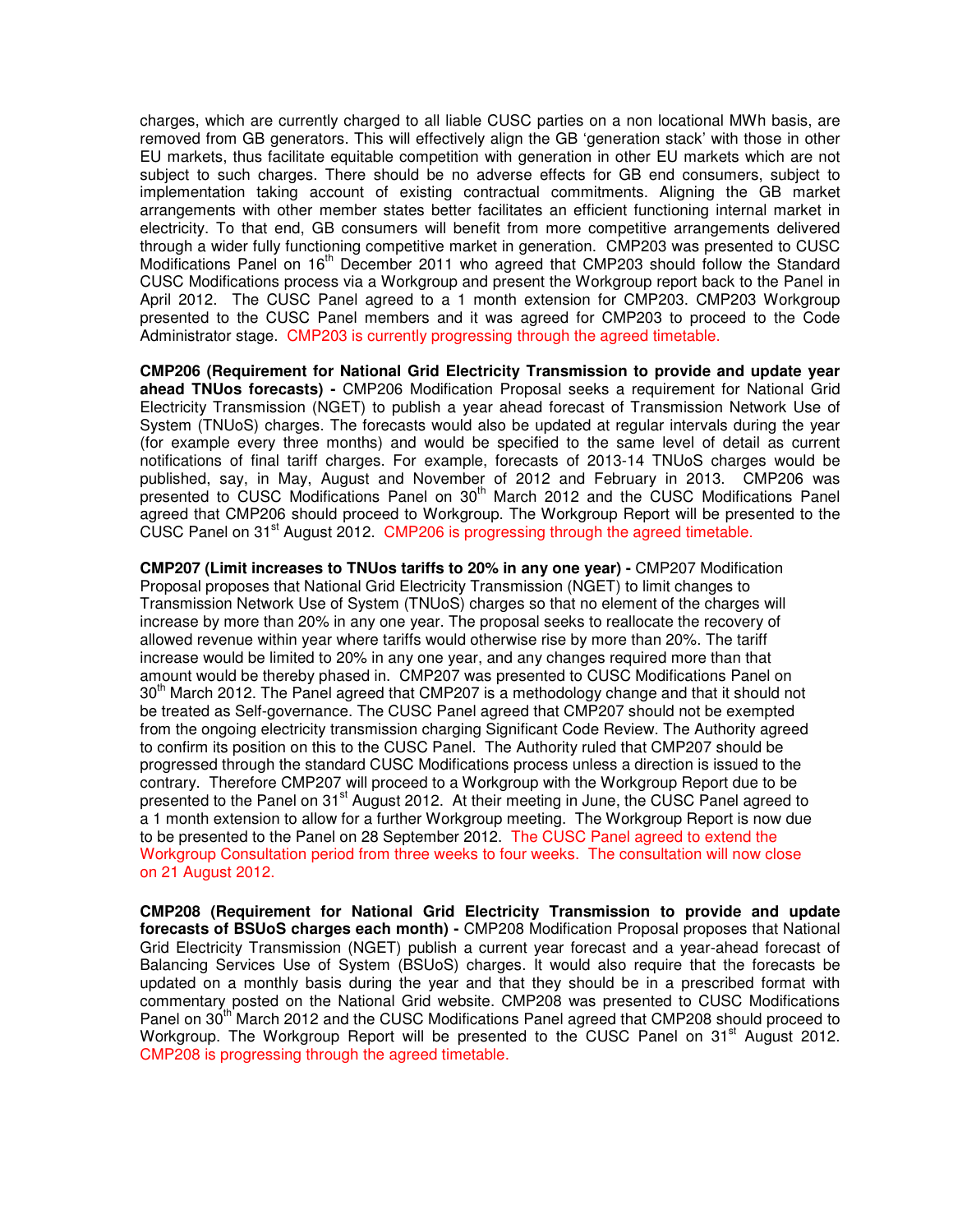charges, which are currently charged to all liable CUSC parties on a non locational MWh basis, are removed from GB generators. This will effectively align the GB 'generation stack' with those in other EU markets, thus facilitate equitable competition with generation in other EU markets which are not subject to such charges. There should be no adverse effects for GB end consumers, subject to implementation taking account of existing contractual commitments. Aligning the GB market arrangements with other member states better facilitates an efficient functioning internal market in electricity. To that end, GB consumers will benefit from more competitive arrangements delivered through a wider fully functioning competitive market in generation. CMP203 was presented to CUSC Modifications Panel on 16th December 2011 who agreed that CMP203 should follow the Standard CUSC Modifications process via a Workgroup and present the Workgroup report back to the Panel in April 2012. The CUSC Panel agreed to a 1 month extension for CMP203. CMP203 Workgroup presented to the CUSC Panel members and it was agreed for CMP203 to proceed to the Code Administrator stage. CMP203 is currently progressing through the agreed timetable.

**CMP206 (Requirement for National Grid Electricity Transmission to provide and update year ahead TNUos forecasts) -** CMP206 Modification Proposal seeks a requirement for National Grid Electricity Transmission (NGET) to publish a year ahead forecast of Transmission Network Use of System (TNUoS) charges. The forecasts would also be updated at regular intervals during the year (for example every three months) and would be specified to the same level of detail as current notifications of final tariff charges. For example, forecasts of 2013-14 TNUoS charges would be published, say, in May, August and November of 2012 and February in 2013. CMP206 was presented to CUSC Modifications Panel on 30th March 2012 and the CUSC Modifications Panel agreed that CMP206 should proceed to Workgroup. The Workgroup Report will be presented to the CUSC Panel on 31st August 2012. CMP206 is progressing through the agreed timetable.

**CMP207 (Limit increases to TNUos tariffs to 20% in any one year) -** CMP207 Modification Proposal proposes that National Grid Electricity Transmission (NGET) to limit changes to Transmission Network Use of System (TNUoS) charges so that no element of the charges will increase by more than 20% in any one year. The proposal seeks to reallocate the recovery of allowed revenue within year where tariffs would otherwise rise by more than 20%. The tariff increase would be limited to 20% in any one year, and any changes required more than that amount would be thereby phased in. CMP207 was presented to CUSC Modifications Panel on 30th March 2012. The Panel agreed that CMP207 is a methodology change and that it should not be treated as Self-governance. The CUSC Panel agreed that CMP207 should not be exempted from the ongoing electricity transmission charging Significant Code Review. The Authority agreed to confirm its position on this to the CUSC Panel. The Authority ruled that CMP207 should be progressed through the standard CUSC Modifications process unless a direction is issued to the contrary. Therefore CMP207 will proceed to a Workgroup with the Workgroup Report due to be presented to the Panel on 31st August 2012. At their meeting in June, the CUSC Panel agreed to a 1 month extension to allow for a further Workgroup meeting. The Workgroup Report is now due to be presented to the Panel on 28 September 2012. The CUSC Panel agreed to extend the Workgroup Consultation period from three weeks to four weeks. The consultation will now close on 21 August 2012.

**CMP208 (Requirement for National Grid Electricity Transmission to provide and update forecasts of BSUoS charges each month) -** CMP208 Modification Proposal proposes that National Grid Electricity Transmission (NGET) publish a current year forecast and a year-ahead forecast of Balancing Services Use of System (BSUoS) charges. It would also require that the forecasts be updated on a monthly basis during the year and that they should be in a prescribed format with commentary posted on the National Grid website. CMP208 was presented to CUSC Modifications Panel on 30th March 2012 and the CUSC Modifications Panel agreed that CMP208 should proceed to Workgroup. The Workgroup Report will be presented to the CUSC Panel on 31st August 2012. CMP208 is progressing through the agreed timetable.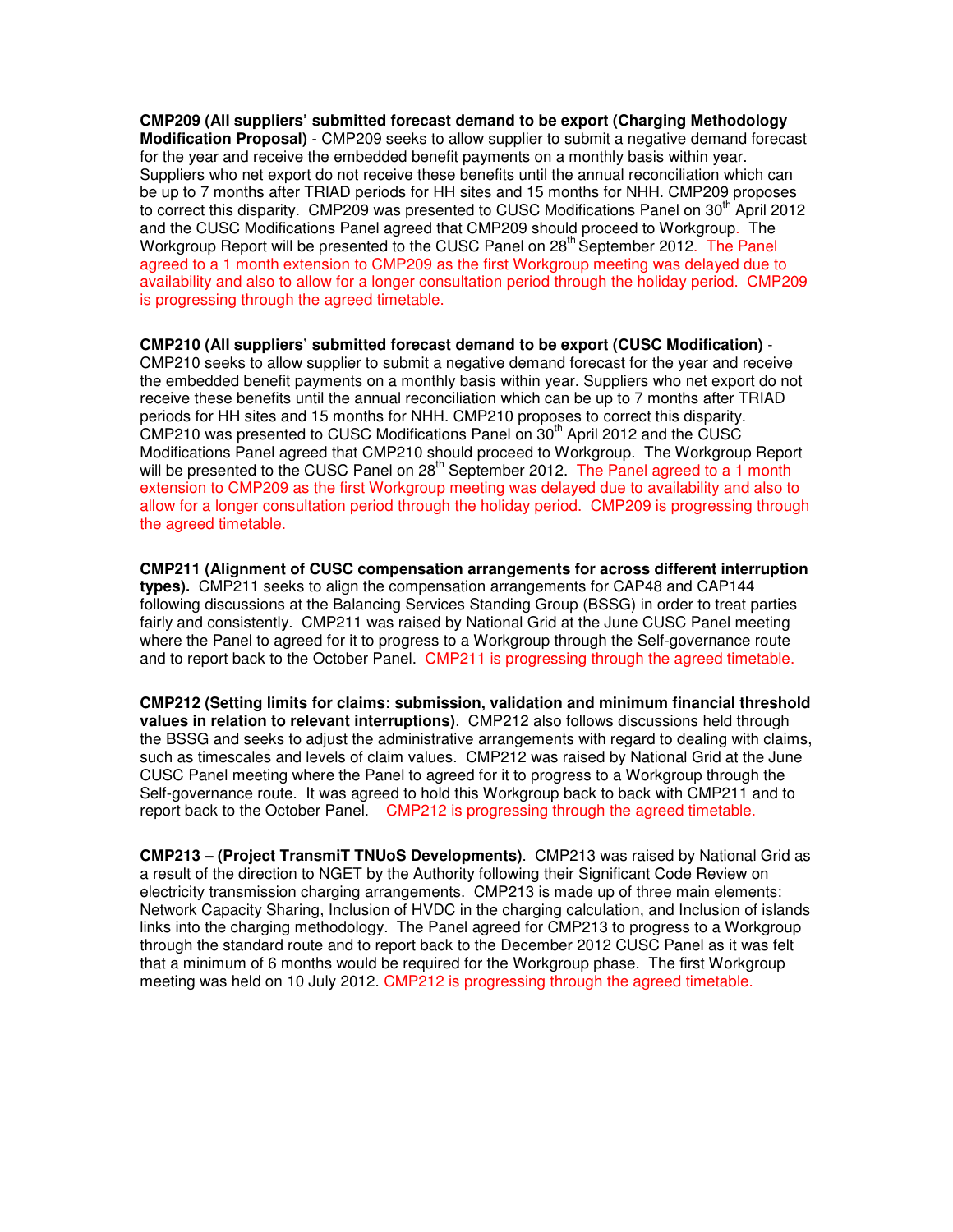**CMP209 (All suppliers' submitted forecast demand to be export (Charging Methodology Modification Proposal)** - CMP209 seeks to allow supplier to submit a negative demand forecast for the year and receive the embedded benefit payments on a monthly basis within year. Suppliers who net export do not receive these benefits until the annual reconciliation which can be up to 7 months after TRIAD periods for HH sites and 15 months for NHH. CMP209 proposes to correct this disparity. CMP209 was presented to CUSC Modifications Panel on 30th April 2012 and the CUSC Modifications Panel agreed that CMP209 should proceed to Workgroup. The Workgroup Report will be presented to the CUSC Panel on 28th September 2012. The Panel agreed to a 1 month extension to CMP209 as the first Workgroup meeting was delayed due to availability and also to allow for a longer consultation period through the holiday period. CMP209 is progressing through the agreed timetable.

**CMP210 (All suppliers' submitted forecast demand to be export (CUSC Modification)** - CMP210 seeks to allow supplier to submit a negative demand forecast for the year and receive the embedded benefit payments on a monthly basis within year. Suppliers who net export do not receive these benefits until the annual reconciliation which can be up to 7 months after TRIAD periods for HH sites and 15 months for NHH. CMP210 proposes to correct this disparity. CMP210 was presented to CUSC Modifications Panel on 30th April 2012 and the CUSC Modifications Panel agreed that CMP210 should proceed to Workgroup. The Workgroup Report will be presented to the CUSC Panel on 28th September 2012. The Panel agreed to a 1 month extension to CMP209 as the first Workgroup meeting was delayed due to availability and also to allow for a longer consultation period through the holiday period. CMP209 is progressing through the agreed timetable.

**CMP211 (Alignment of CUSC compensation arrangements for across different interruption types).** CMP211 seeks to align the compensation arrangements for CAP48 and CAP144 following discussions at the Balancing Services Standing Group (BSSG) in order to treat parties fairly and consistently. CMP211 was raised by National Grid at the June CUSC Panel meeting where the Panel to agreed for it to progress to a Workgroup through the Self-governance route and to report back to the October Panel. CMP211 is progressing through the agreed timetable.

**CMP212 (Setting limits for claims: submission, validation and minimum financial threshold values in relation to relevant interruptions)**. CMP212 also follows discussions held through the BSSG and seeks to adjust the administrative arrangements with regard to dealing with claims, such as timescales and levels of claim values. CMP212 was raised by National Grid at the June CUSC Panel meeting where the Panel to agreed for it to progress to a Workgroup through the Self-governance route. It was agreed to hold this Workgroup back to back with CMP211 and to report back to the October Panel. CMP212 is progressing through the agreed timetable.

**CMP213 – (Project TransmiT TNUoS Developments)**. CMP213 was raised by National Grid as a result of the direction to NGET by the Authority following their Significant Code Review on electricity transmission charging arrangements. CMP213 is made up of three main elements: Network Capacity Sharing, Inclusion of HVDC in the charging calculation, and Inclusion of islands links into the charging methodology. The Panel agreed for CMP213 to progress to a Workgroup through the standard route and to report back to the December 2012 CUSC Panel as it was felt that a minimum of 6 months would be required for the Workgroup phase. The first Workgroup meeting was held on 10 July 2012. CMP212 is progressing through the agreed timetable.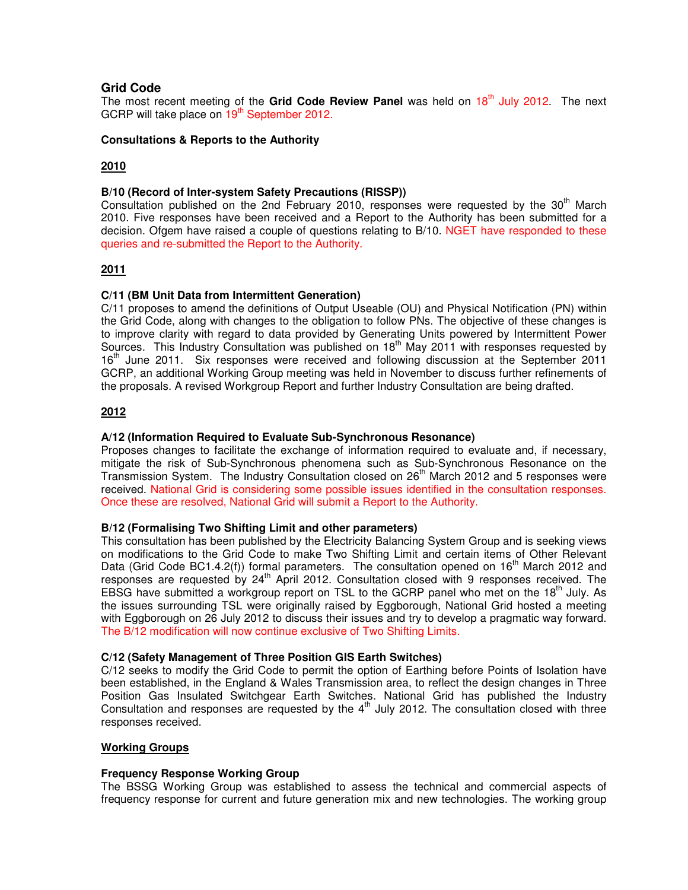## Grid Code

The most recent meeting of the **Grid Code Review Panel** was held on 18th July 2012. The next GCRP will take place on 19th September 2012.

**Consultations & Reports to the Authority**

**2010**

**B/10 (Record of Inter-system Safety Precautions (RISSP))**

Consultation published on the 2nd February 2010, responses were requested by the 30th March 2010. Five responses have been received and a Report to the Authority has been submitted for a decision. Ofgem have raised a couple of questions relating to B/10. NGET have responded to these queries and re-submitted the Report to the Authority.

**2011**

**C/11 (BM Unit Data from Intermittent Generation)**

C/11 proposes to amend the definitions of Output Useable (OU) and Physical Notification (PN) within the Grid Code, along with changes to the obligation to follow PNs. The objective of these changes is to improve clarity with regard to data provided by Generating Units powered by Intermittent Power Sources. This Industry Consultation was published on 18th May 2011 with responses requested by 16th June 2011. Six responses were received and following discussion at the September 2011 GCRP, an additional Working Group meeting was held in November to discuss further refinements of the proposals. A revised Workgroup Report and further Industry Consultation are being drafted.

**2012**

**A/12 (Information Required to Evaluate Sub-Synchronous Resonance)**

Proposes changes to facilitate the exchange of information required to evaluate and, if necessary, mitigate the risk of Sub-Synchronous phenomena such as Sub-Synchronous Resonance on the Transmission System. The Industry Consultation closed on 26th March 2012 and 5 responses were received. National Grid is considering some possible issues identified in the consultation responses. Once these are resolved, National Grid will submit a Report to the Authority.

**B/12 (Formalising Two Shifting Limit and other parameters)**

This consultation has been published by the Electricity Balancing System Group and is seeking views on modifications to the Grid Code to make Two Shifting Limit and certain items of Other Relevant Data (Grid Code BC1.4.2(f)) formal parameters. The consultation opened on 16th March 2012 and responses are requested by 24th April 2012. Consultation closed with 9 responses received. The EBSG have submitted a workgroup report on TSL to the GCRP panel who met on the 18th July. As the issues surrounding TSL were originally raised by Eggborough, National Grid hosted a meeting with Eggborough on 26 July 2012 to discuss their issues and try to develop a pragmatic way forward. The B/12 modification will now continue exclusive of Two Shifting Limits.

**C/12 (Safety Management of Three Position GIS Earth Switches)**

C/12 seeks to modify the Grid Code to permit the option of Earthing before Points of Isolation have been established, in the England & Wales Transmission area, to reflect the design changes in Three Position Gas Insulated Switchgear Earth Switches. National Grid has published the Industry Consultation and responses are requested by the 4th July 2012. The consultation closed with three responses received.

**Working Groups**

**Frequency Response Working Group**

The BSSG Working Group was established to assess the technical and commercial aspects of frequency response for current and future generation mix and new technologies. The working group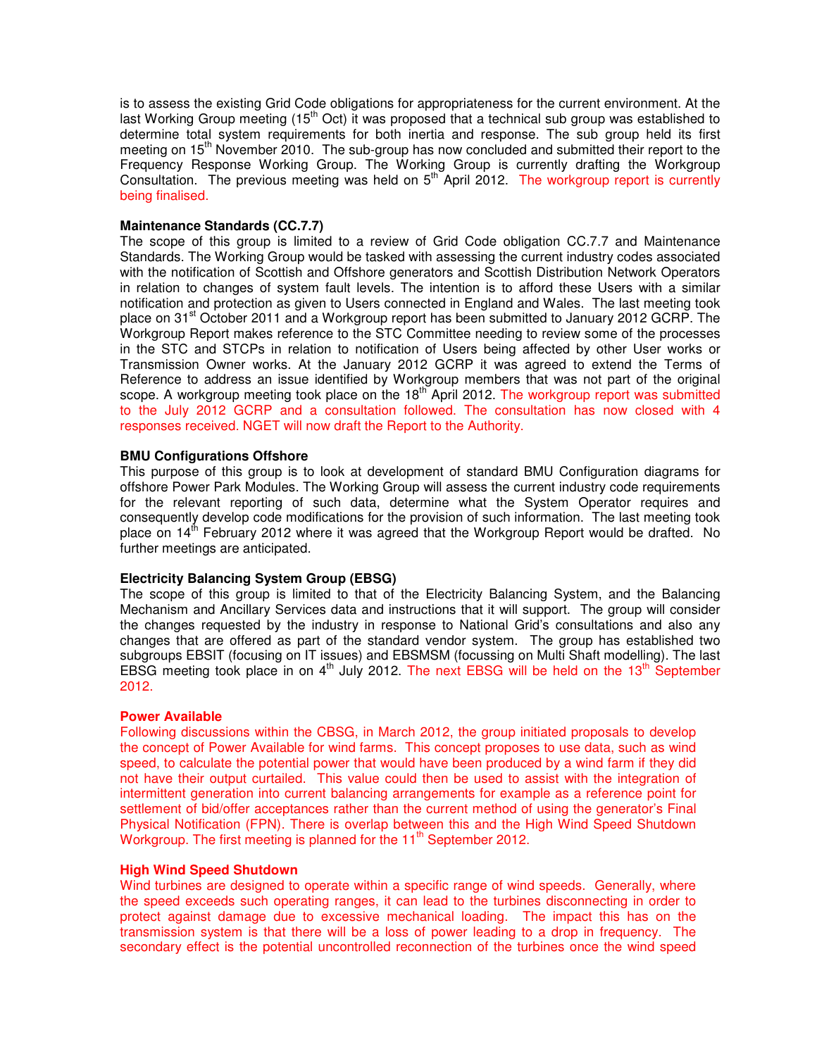is to assess the existing Grid Code obligations for appropriateness for the current environment. At the last Working Group meeting (15th Oct) it was proposed that a technical sub group was established to determine total system requirements for both inertia and response. The sub group held its first meeting on 15th November 2010. The sub-group has now concluded and submitted their report to the Frequency Response Working Group. The Working Group is currently drafting the Workgroup Consultation. The previous meeting was held on 5th April 2012. The workgroup report is currently being finalised.

**Maintenance Standards (CC.7.7)**

The scope of this group is limited to a review of Grid Code obligation CC.7.7 and Maintenance Standards. The Working Group would be tasked with assessing the current industry codes associated with the notification of Scottish and Offshore generators and Scottish Distribution Network Operators in relation to changes of system fault levels. The intention is to afford these Users with a similar notification and protection as given to Users connected in England and Wales. The last meeting took place on 31st October 2011 and a Workgroup report has been submitted to January 2012 GCRP. The Workgroup Report makes reference to the STC Committee needing to review some of the processes in the STC and STCPs in relation to notification of Users being affected by other User works or Transmission Owner works. At the January 2012 GCRP it was agreed to extend the Terms of Reference to address an issue identified by Workgroup members that was not part of the original scope. A workgroup meeting took place on the 18th April 2012. The workgroup report was submitted to the July 2012 GCRP and a consultation followed. The consultation has now closed with 4 responses received. NGET will now draft the Report to the Authority.

**BMU Configurations Offshore**

This purpose of this group is to look at development of standard BMU Configuration diagrams for offshore Power Park Modules. The Working Group will assess the current industry code requirements for the relevant reporting of such data, determine what the System Operator requires and consequently develop code modifications for the provision of such information. The last meeting took place on 14th February 2012 where it was agreed that the Workgroup Report would be drafted. No further meetings are anticipated.

**Electricity Balancing System Group (EBSG)**

The scope of this group is limited to that of the Electricity Balancing System, and the Balancing Mechanism and Ancillary Services data and instructions that it will support. The group will consider the changes requested by the industry in response to National Grid's consultations and also any changes that are offered as part of the standard vendor system. The group has established two subgroups EBSIT (focusing on IT issues) and EBSMSM (focussing on Multi Shaft modelling). The last EBSG meeting took place in on 4th July 2012. The next EBSG will be held on the 13th September 2012.

**Power Available**

Following discussions within the CBSG, in March 2012, the group initiated proposals to develop the concept of Power Available for wind farms. This concept proposes to use data, such as wind speed, to calculate the potential power that would have been produced by a wind farm if they did not have their output curtailed. This value could then be used to assist with the integration of intermittent generation into current balancing arrangements for example as a reference point for settlement of bid/offer acceptances rather than the current method of using the generator's Final Physical Notification (FPN). There is overlap between this and the High Wind Speed Shutdown Workgroup. The first meeting is planned for the 11th September 2012.

**High Wind Speed Shutdown**

Wind turbines are designed to operate within a specific range of wind speeds. Generally, where the speed exceeds such operating ranges, it can lead to the turbines disconnecting in order to protect against damage due to excessive mechanical loading. The impact this has on the transmission system is that there will be a loss of power leading to a drop in frequency. The secondary effect is the potential uncontrolled reconnection of the turbines once the wind speed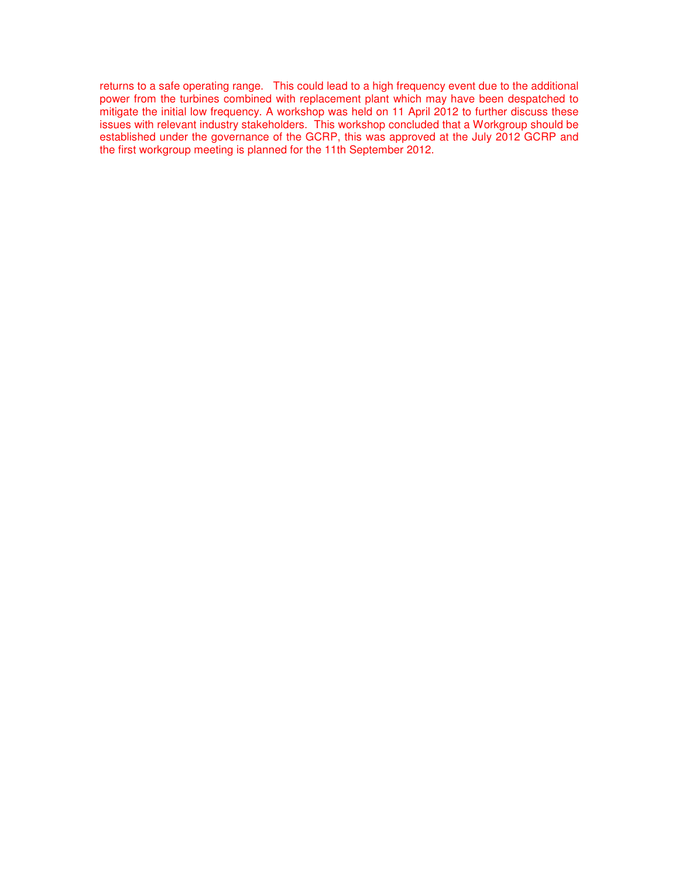returns to a safe operating range. This could lead to a high frequency event due to the additional power from the turbines combined with replacement plant which may have been despatched to mitigate the initial low frequency. A workshop was held on 11 April 2012 to further discuss these issues with relevant industry stakeholders. This workshop concluded that a Workgroup should be established under the governance of the GCRP, this was approved at the July 2012 GCRP and the first workgroup meeting is planned for the 11th September 2012.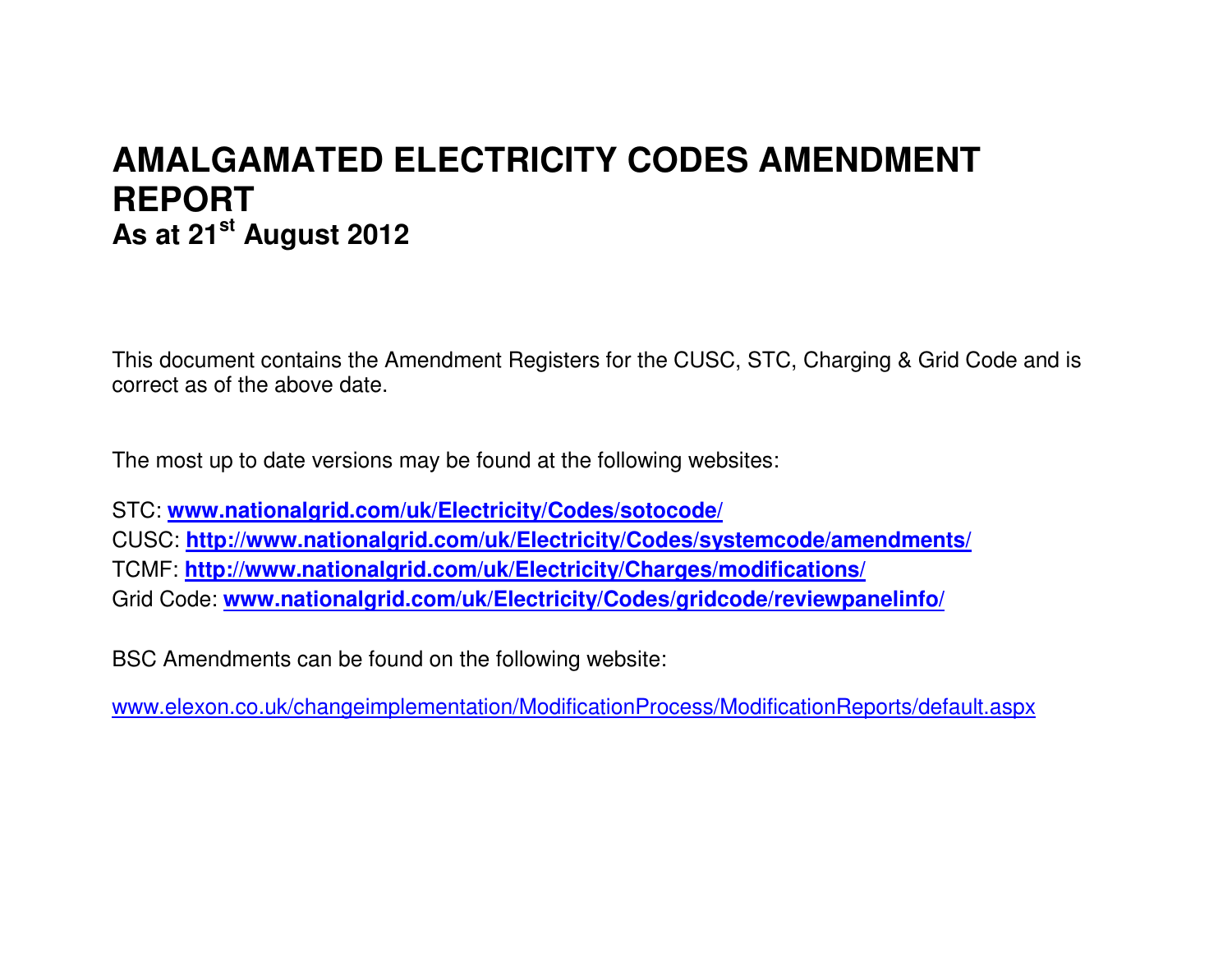# AMALGAMATED ELECTRICITY CODES AMENDMENT REPORT

## As at 21st August 2012

This document contains the Amendment Registers for the CUSC, STC, Charging & Grid Code and is correct as of the above date.

The most up to date versions may be found at the following websites:

STC: **www.nationalgrid.com/uk/Electricity/Codes/sotocode/**
CUSC: **http://www.nationalgrid.com/uk/Electricity/Codes/systemcode/amendments/**
TCMF: **http://www.nationalgrid.com/uk/Electricity/Charges/modifications/**
Grid Code: **www.nationalgrid.com/uk/Electricity/Codes/gridcode/reviewpanelinfo/**

BSC Amendments can be found on the following website:

www.elexon.co.uk/changeimplementation/ModificationProcess/ModificationReports/default.aspx